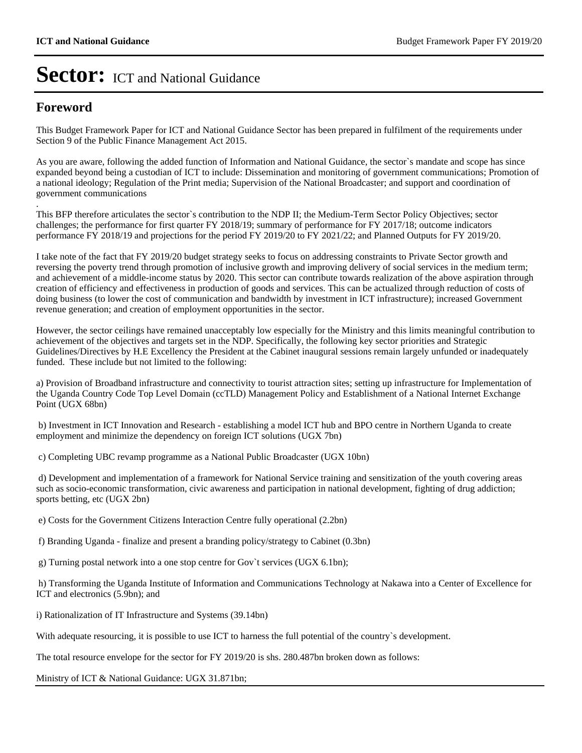# Sector: ICT and National Guidance

## Foreword

This Budget Framework Paper for ICT and National Guidance Sector has been prepared in fulfilment of the requirements under Section 9 of the Public Finance Management Act 2015.

As you are aware, following the added function of Information and National Guidance, the sector`s mandate and scope has since expanded beyond being a custodian of ICT to include: Dissemination and monitoring of government communications; Promotion of a national ideology; Regulation of the Print media; Supervision of the National Broadcaster; and support and coordination of government communications

.
This BFP therefore articulates the sector`s contribution to the NDP II; the Medium-Term Sector Policy Objectives; sector challenges; the performance for first quarter FY 2018/19; summary of performance for FY 2017/18; outcome indicators performance FY 2018/19 and projections for the period FY 2019/20 to FY 2021/22; and Planned Outputs for FY 2019/20.

I take note of the fact that FY 2019/20 budget strategy seeks to focus on addressing constraints to Private Sector growth and reversing the poverty trend through promotion of inclusive growth and improving delivery of social services in the medium term; and achievement of a middle-income status by 2020. This sector can contribute towards realization of the above aspiration through creation of efficiency and effectiveness in production of goods and services. This can be actualized through reduction of costs of doing business (to lower the cost of communication and bandwidth by investment in ICT infrastructure); increased Government revenue generation; and creation of employment opportunities in the sector.

However, the sector ceilings have remained unacceptably low especially for the Ministry and this limits meaningful contribution to achievement of the objectives and targets set in the NDP. Specifically, the following key sector priorities and Strategic Guidelines/Directives by H.E Excellency the President at the Cabinet inaugural sessions remain largely unfunded or inadequately funded. These include but not limited to the following:

a) Provision of Broadband infrastructure and connectivity to tourist attraction sites; setting up infrastructure for Implementation of the Uganda Country Code Top Level Domain (ccTLD) Management Policy and Establishment of a National Internet Exchange Point (UGX 68bn)

b) Investment in ICT Innovation and Research - establishing a model ICT hub and BPO centre in Northern Uganda to create employment and minimize the dependency on foreign ICT solutions (UGX 7bn)

c) Completing UBC revamp programme as a National Public Broadcaster (UGX 10bn)

d) Development and implementation of a framework for National Service training and sensitization of the youth covering areas such as socio-economic transformation, civic awareness and participation in national development, fighting of drug addiction; sports betting, etc (UGX 2bn)

e) Costs for the Government Citizens Interaction Centre fully operational (2.2bn)

f) Branding Uganda - finalize and present a branding policy/strategy to Cabinet (0.3bn)

g) Turning postal network into a one stop centre for Gov`t services (UGX 6.1bn);

h) Transforming the Uganda Institute of Information and Communications Technology at Nakawa into a Center of Excellence for ICT and electronics (5.9bn); and

i) Rationalization of IT Infrastructure and Systems (39.14bn)

With adequate resourcing, it is possible to use ICT to harness the full potential of the country`s development.

The total resource envelope for the sector for FY 2019/20 is shs. 280.487bn broken down as follows:

Ministry of ICT & National Guidance: UGX 31.871bn;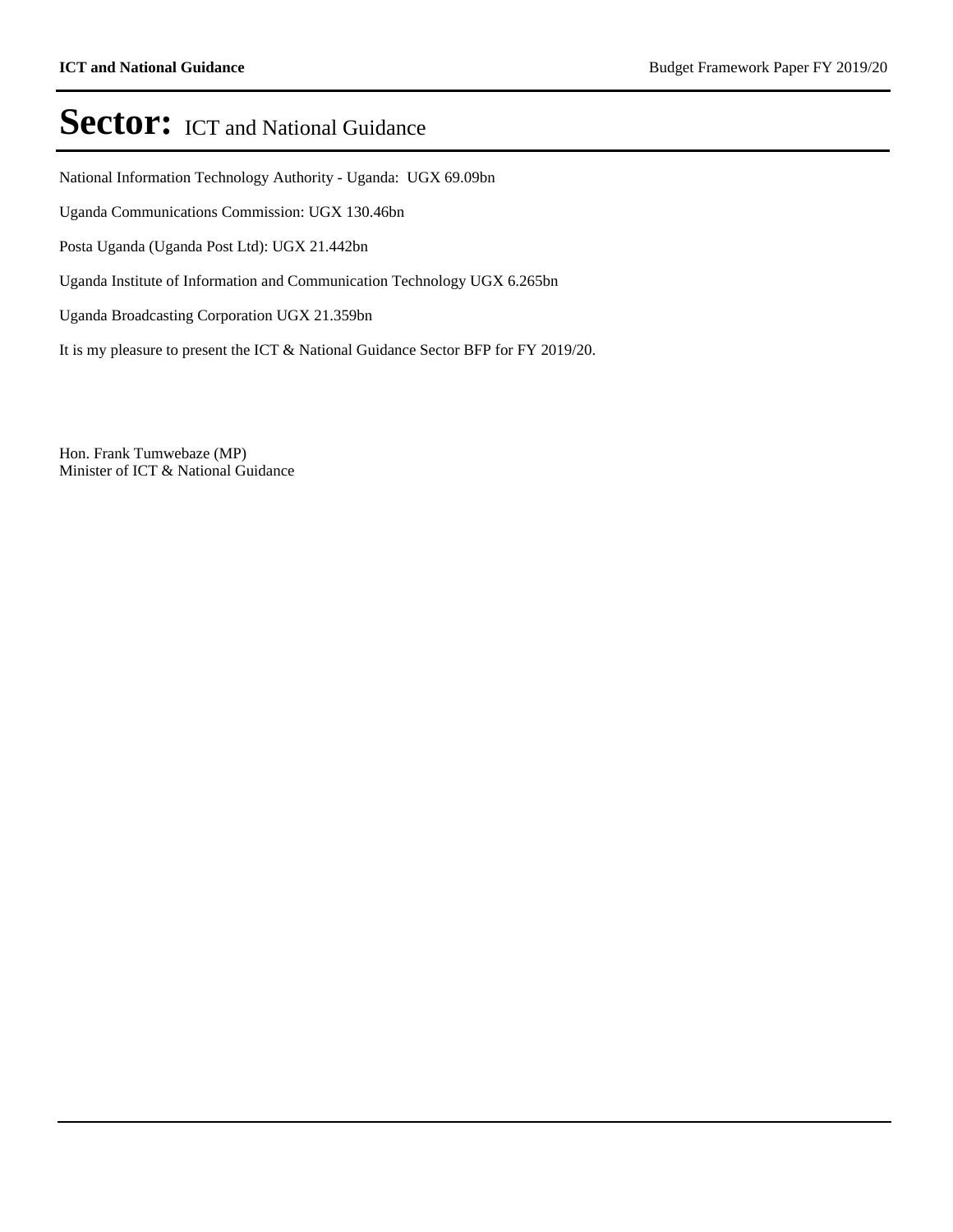# Sector: ICT and National Guidance

National Information Technology Authority - Uganda:  UGX 69.09bn

Uganda Communications Commission: UGX 130.46bn

Posta Uganda (Uganda Post Ltd): UGX 21.442bn

Uganda Institute of Information and Communication Technology UGX 6.265bn

Uganda Broadcasting Corporation UGX 21.359bn

It is my pleasure to present the ICT & National Guidance Sector BFP for FY 2019/20.

Hon. Frank Tumwebaze (MP)
Minister of ICT & National Guidance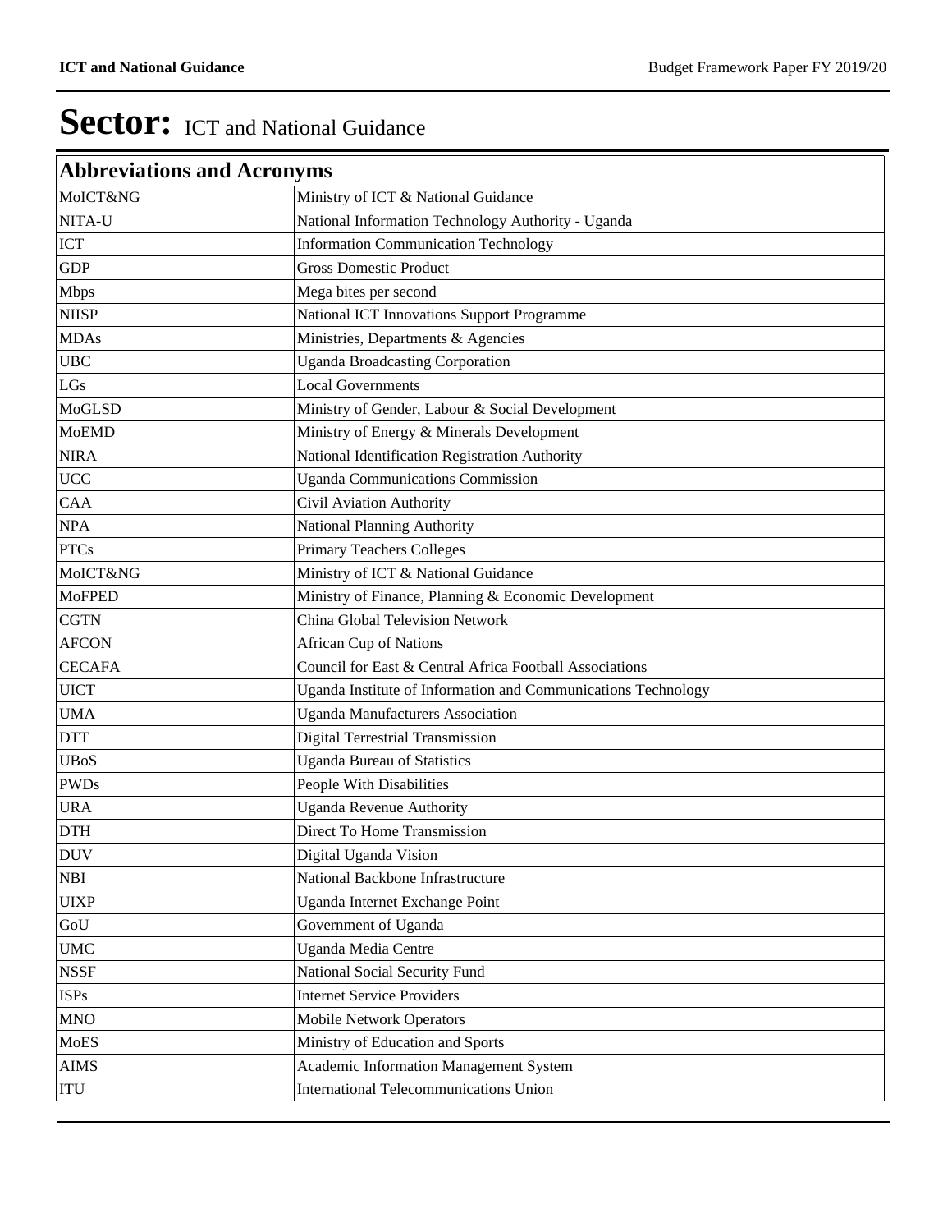# Sector: ICT and National Guidance

| Abbreviations and Acronyms | |
|---|---|
| MoICT&NG | Ministry of ICT & National Guidance |
| NITA-U | National Information Technology Authority - Uganda |
| ICT | Information Communication Technology |
| GDP | Gross Domestic Product |
| Mbps | Mega bites per second |
| NIISP | National ICT Innovations Support Programme |
| MDAs | Ministries, Departments & Agencies |
| UBC | Uganda Broadcasting Corporation |
| LGs | Local Governments |
| MoGLSD | Ministry of Gender, Labour & Social Development |
| MoEMD | Ministry of Energy & Minerals Development |
| NIRA | National Identification Registration Authority |
| UCC | Uganda Communications Commission |
| CAA | Civil Aviation Authority |
| NPA | National Planning Authority |
| PTCs | Primary Teachers Colleges |
| MoICT&NG | Ministry of ICT & National Guidance |
| MoFPED | Ministry of Finance, Planning & Economic Development |
| CGTN | China Global Television Network |
| AFCON | African Cup of Nations |
| CECAFA | Council for East & Central Africa Football Associations |
| UICT | Uganda Institute of Information and Communications Technology |
| UMA | Uganda Manufacturers Association |
| DTT | Digital Terrestrial Transmission |
| UBoS | Uganda Bureau of Statistics |
| PWDs | People With Disabilities |
| URA | Uganda Revenue Authority |
| DTH | Direct To Home Transmission |
| DUV | Digital Uganda Vision |
| NBI | National Backbone Infrastructure |
| UIXP | Uganda Internet Exchange Point |
| GoU | Government of Uganda |
| UMC | Uganda Media Centre |
| NSSF | National Social Security Fund |
| ISPs | Internet Service Providers |
| MNO | Mobile Network Operators |
| MoES | Ministry of Education and Sports |
| AIMS | Academic Information Management System |
| ITU | International Telecommunications Union |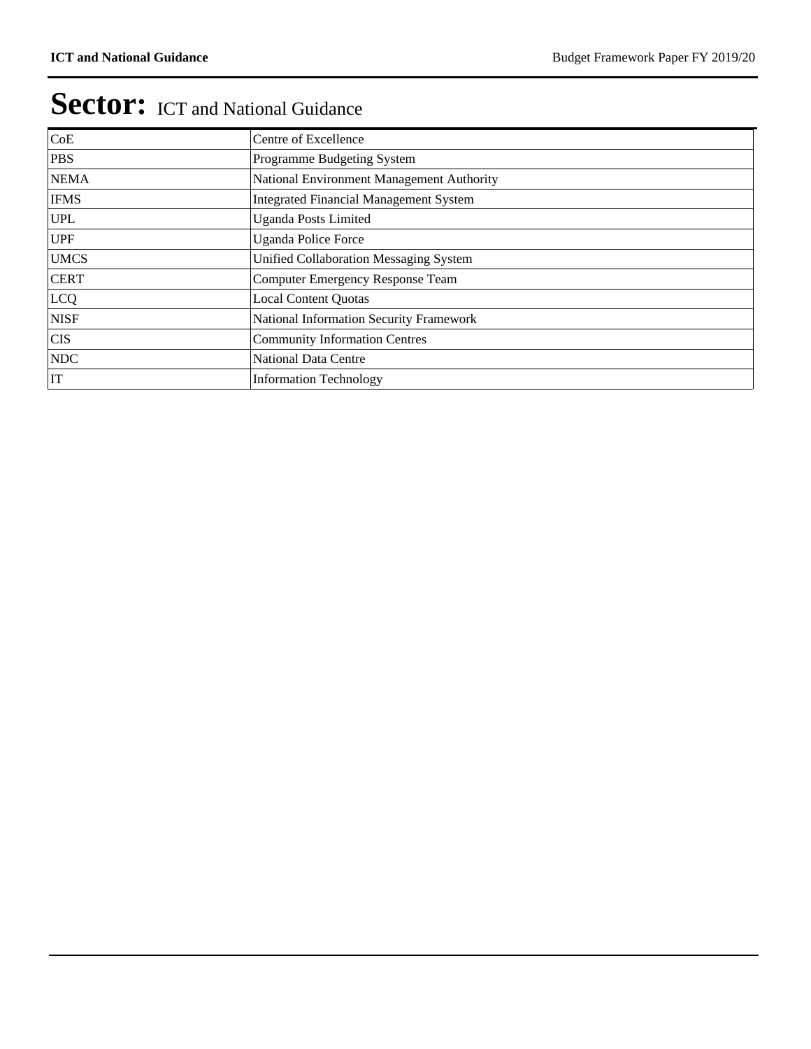# Sector: ICT and National Guidance

| | |
|---|---|
| CoE | Centre of Excellence |
| PBS | Programme Budgeting System |
| NEMA | National Environment Management Authority |
| IFMS | Integrated Financial Management System |
| UPL | Uganda Posts Limited |
| UPF | Uganda Police Force |
| UMCS | Unified Collaboration Messaging System |
| CERT | Computer Emergency Response Team |
| LCQ | Local Content Quotas |
| NISF | National Information Security Framework |
| CIS | Community Information Centres |
| NDC | National Data Centre |
| IT | Information Technology |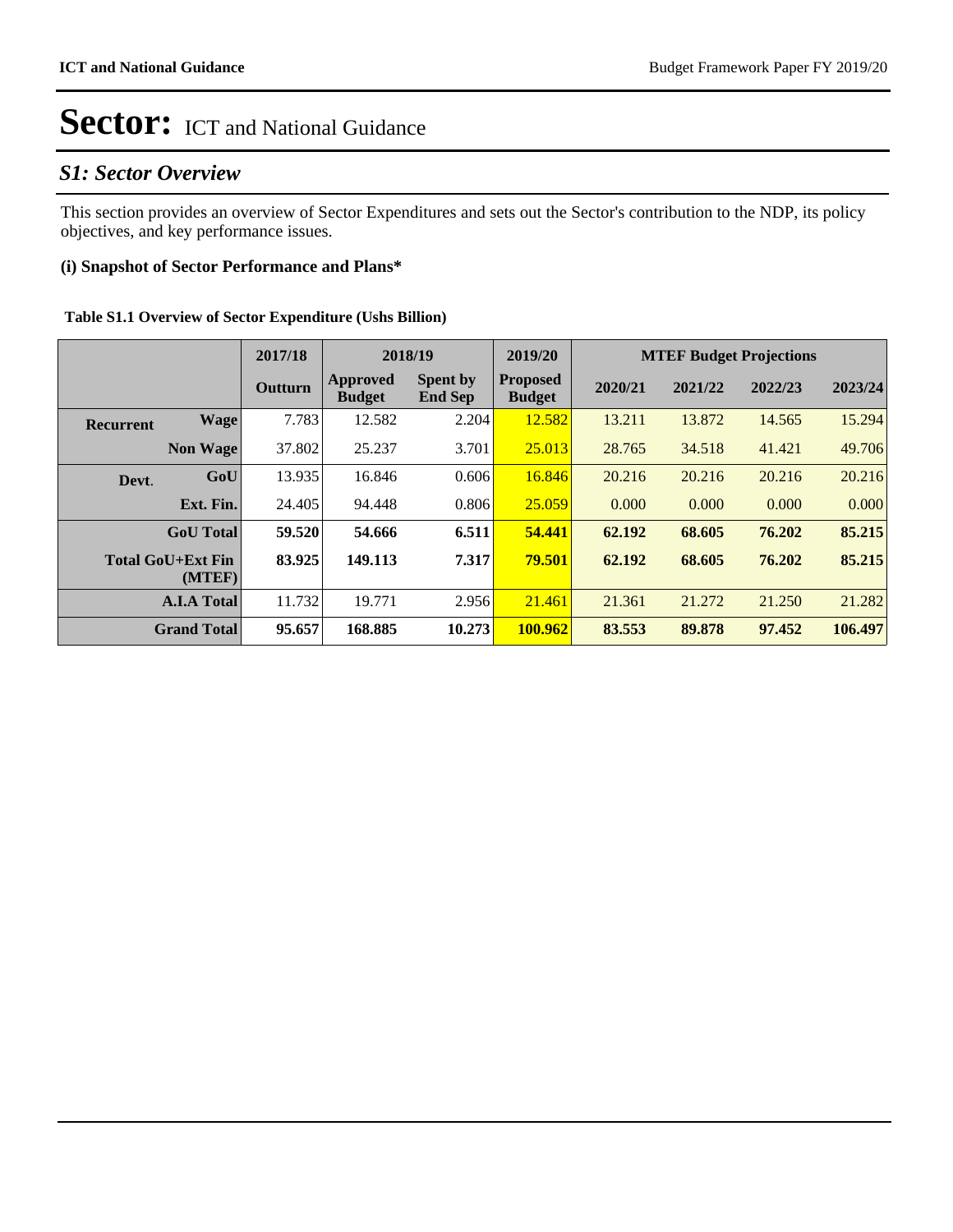# Sector: ICT and National Guidance

## S1: Sector Overview

This section provides an overview of Sector Expenditures and sets out the Sector's contribution to the NDP, its policy objectives, and key performance issues.

### (i) Snapshot of Sector Performance and Plans*

**Table S1.1 Overview of Sector Expenditure (Ushs Billion)**

| | | 2017/18 | 2018/19 | | 2019/20 | MTEF Budget Projections | | | |
|---|---|---|---|---|---|---|---|---|---|
| | | Outturn | Approved Budget | Spent by End Sep | Proposed Budget | 2020/21 | 2021/22 | 2022/23 | 2023/24 |
| Recurrent | Wage | 7.783 | 12.582 | 2.204 | 12.582 | 13.211 | 13.872 | 14.565 | 15.294 |
| | Non Wage | 37.802 | 25.237 | 3.701 | 25.013 | 28.765 | 34.518 | 41.421 | 49.706 |
| Devt. | GoU | 13.935 | 16.846 | 0.606 | 16.846 | 20.216 | 20.216 | 20.216 | 20.216 |
| | Ext. Fin. | 24.405 | 94.448 | 0.806 | 25.059 | 0.000 | 0.000 | 0.000 | 0.000 |
| | **GoU Total** | **59.520** | **54.666** | **6.511** | **54.441** | **62.192** | **68.605** | **76.202** | **85.215** |
| | **Total GoU+Ext Fin (MTEF)** | **83.925** | **149.113** | **7.317** | **79.501** | **62.192** | **68.605** | **76.202** | **85.215** |
| | **A.I.A Total** | 11.732 | 19.771 | 2.956 | 21.461 | 21.361 | 21.272 | 21.250 | 21.282 |
| | **Grand Total** | **95.657** | **168.885** | **10.273** | **100.962** | **83.553** | **89.878** | **97.452** | **106.497** |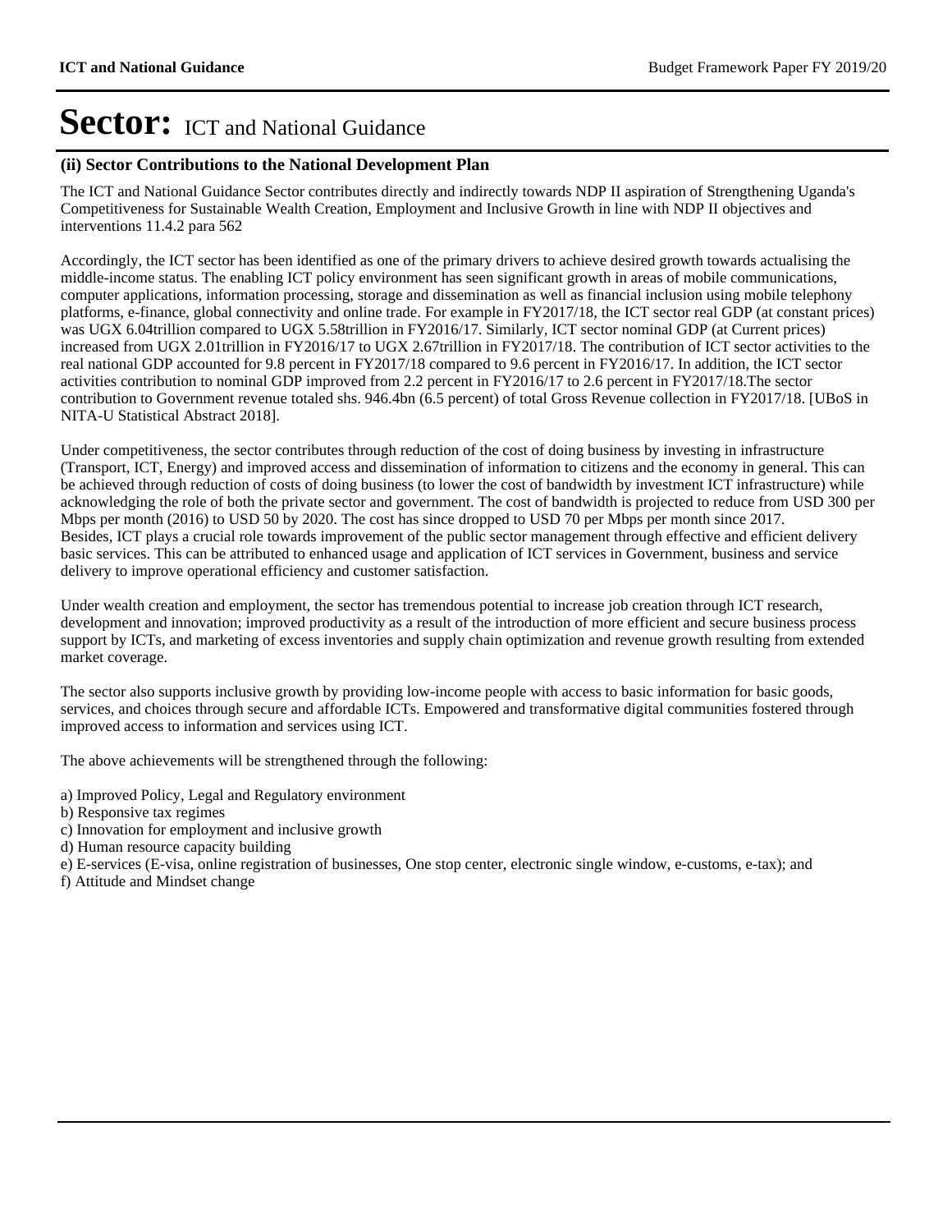# Sector: ICT and National Guidance

### (ii) Sector Contributions to the National Development Plan

The ICT and National Guidance Sector contributes directly and indirectly towards NDP II aspiration of Strengthening Uganda's Competitiveness for Sustainable Wealth Creation, Employment and Inclusive Growth in line with NDP II objectives and interventions 11.4.2 para 562

Accordingly, the ICT sector has been identified as one of the primary drivers to achieve desired growth towards actualising the middle-income status. The enabling ICT policy environment has seen significant growth in areas of mobile communications, computer applications, information processing, storage and dissemination as well as financial inclusion using mobile telephony platforms, e-finance, global connectivity and online trade. For example in FY2017/18, the ICT sector real GDP (at constant prices) was UGX 6.04trillion compared to UGX 5.58trillion in FY2016/17. Similarly, ICT sector nominal GDP (at Current prices) increased from UGX 2.01trillion in FY2016/17 to UGX 2.67trillion in FY2017/18. The contribution of ICT sector activities to the real national GDP accounted for 9.8 percent in FY2017/18 compared to 9.6 percent in FY2016/17. In addition, the ICT sector activities contribution to nominal GDP improved from 2.2 percent in FY2016/17 to 2.6 percent in FY2017/18.The sector contribution to Government revenue totaled shs. 946.4bn (6.5 percent) of total Gross Revenue collection in FY2017/18. [UBoS in NITA-U Statistical Abstract 2018].

Under competitiveness, the sector contributes through reduction of the cost of doing business by investing in infrastructure (Transport, ICT, Energy) and improved access and dissemination of information to citizens and the economy in general. This can be achieved through reduction of costs of doing business (to lower the cost of bandwidth by investment ICT infrastructure) while acknowledging the role of both the private sector and government. The cost of bandwidth is projected to reduce from USD 300 per Mbps per month (2016) to USD 50 by 2020. The cost has since dropped to USD 70 per Mbps per month since 2017.
Besides, ICT plays a crucial role towards improvement of the public sector management through effective and efficient delivery basic services. This can be attributed to enhanced usage and application of ICT services in Government, business and service delivery to improve operational efficiency and customer satisfaction.

Under wealth creation and employment, the sector has tremendous potential to increase job creation through ICT research, development and innovation; improved productivity as a result of the introduction of more efficient and secure business process support by ICTs, and marketing of excess inventories and supply chain optimization and revenue growth resulting from extended market coverage.

The sector also supports inclusive growth by providing low-income people with access to basic information for basic goods, services, and choices through secure and affordable ICTs. Empowered and transformative digital communities fostered through improved access to information and services using ICT.

The above achievements will be strengthened through the following:

a) Improved Policy, Legal and Regulatory environment
b) Responsive tax regimes
c) Innovation for employment and inclusive growth
d) Human resource capacity building
e) E-services (E-visa, online registration of businesses, One stop center, electronic single window, e-customs, e-tax); and
f) Attitude and Mindset change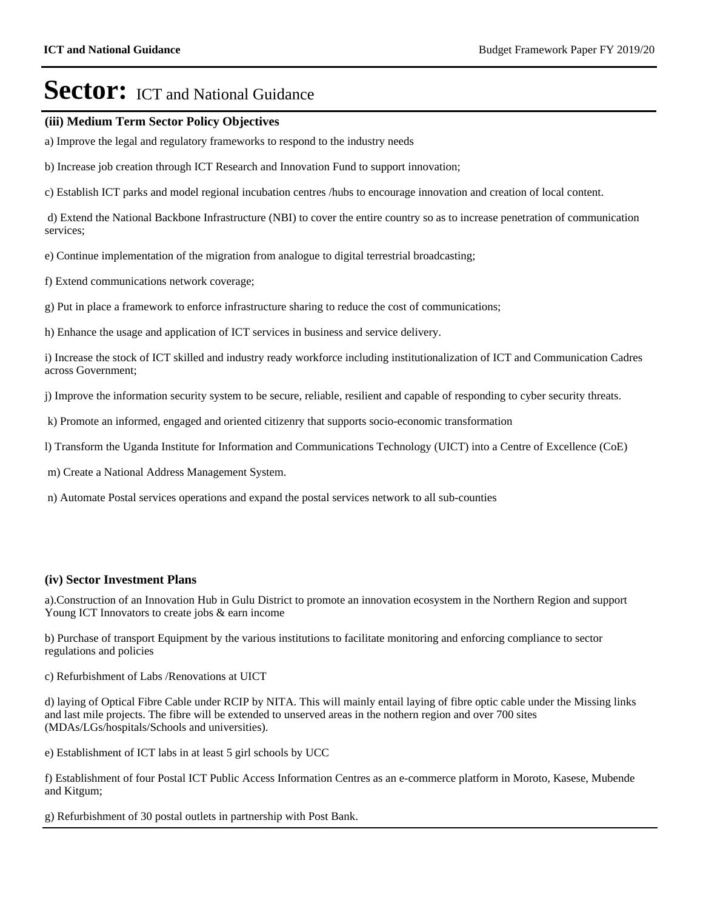# **Sector:** ICT and National Guidance

### (iii) Medium Term Sector Policy Objectives

a) Improve the legal and regulatory frameworks to respond to the industry needs

b) Increase job creation through ICT Research and Innovation Fund to support innovation;

c) Establish ICT parks and model regional incubation centres /hubs to encourage innovation and creation of local content.

d) Extend the National Backbone Infrastructure (NBI) to cover the entire country so as to increase penetration of communication services;

e) Continue implementation of the migration from analogue to digital terrestrial broadcasting;

f) Extend communications network coverage;

g) Put in place a framework to enforce infrastructure sharing to reduce the cost of communications;

h) Enhance the usage and application of ICT services in business and service delivery.

i) Increase the stock of ICT skilled and industry ready workforce including institutionalization of ICT and Communication Cadres across Government;

j) Improve the information security system to be secure, reliable, resilient and capable of responding to cyber security threats.

k) Promote an informed, engaged and oriented citizenry that supports socio-economic transformation

l) Transform the Uganda Institute for Information and Communications Technology (UICT) into a Centre of Excellence (CoE)

m) Create a National Address Management System.

n) Automate Postal services operations and expand the postal services network to all sub-counties

### (iv) Sector Investment Plans

a).Construction of an Innovation Hub in Gulu District to promote an innovation ecosystem in the Northern Region and support Young ICT Innovators to create jobs & earn income

b) Purchase of transport Equipment by the various institutions to facilitate monitoring and enforcing compliance to sector regulations and policies

c) Refurbishment of Labs /Renovations at UICT

d) laying of Optical Fibre Cable under RCIP by NITA. This will mainly entail laying of fibre optic cable under the Missing links and last mile projects. The fibre will be extended to unserved areas in the nothern region and over 700 sites (MDAs/LGs/hospitals/Schools and universities).

e) Establishment of ICT labs in at least 5 girl schools by UCC

f) Establishment of four Postal ICT Public Access Information Centres as an e-commerce platform in Moroto, Kasese, Mubende and Kitgum;

g) Refurbishment of 30 postal outlets in partnership with Post Bank.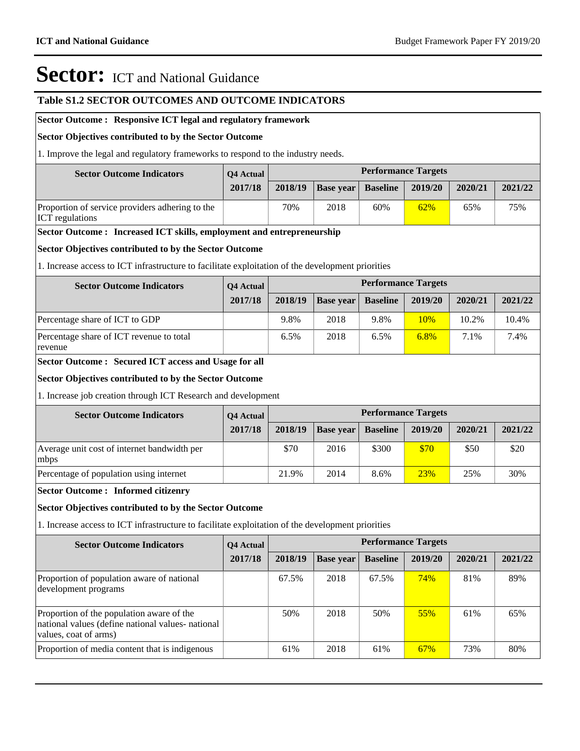# Sector: ICT and National Guidance

## Table S1.2 SECTOR OUTCOMES AND OUTCOME INDICATORS

**Sector Outcome : Responsive ICT legal and regulatory framework**

**Sector Objectives contributed to by the Sector Outcome**

1. Improve the legal and regulatory frameworks to respond to the industry needs.

| Sector Outcome Indicators | Q4 Actual | Performance Targets | | | | | |
|---|---|---|---|---|---|---|---|
| | 2017/18 | 2018/19 | Base year | Baseline | 2019/20 | 2020/21 | 2021/22 |
| Proportion of service providers adhering to the ICT regulations | | 70% | 2018 | 60% | 62% | 65% | 75% |

**Sector Outcome : Increased ICT skills, employment and entrepreneurship**

**Sector Objectives contributed to by the Sector Outcome**

1. Increase access to ICT infrastructure to facilitate exploitation of the development priorities

| Sector Outcome Indicators | Q4 Actual | Performance Targets | | | | | |
|---|---|---|---|---|---|---|---|
| | 2017/18 | 2018/19 | Base year | Baseline | 2019/20 | 2020/21 | 2021/22 |
| Percentage share of ICT to GDP | | 9.8% | 2018 | 9.8% | 10% | 10.2% | 10.4% |
| Percentage share of ICT revenue to total revenue | | 6.5% | 2018 | 6.5% | 6.8% | 7.1% | 7.4% |

**Sector Outcome : Secured ICT access and Usage for all**

**Sector Objectives contributed to by the Sector Outcome**

1. Increase job creation through ICT Research and development

| Sector Outcome Indicators | Q4 Actual | Performance Targets | | | | | |
|---|---|---|---|---|---|---|---|
| | 2017/18 | 2018/19 | Base year | Baseline | 2019/20 | 2020/21 | 2021/22 |
| Average unit cost of internet bandwidth per mbps | | $70 | 2016 | $300 | $70 | $50 | $20 |
| Percentage of population using internet | | 21.9% | 2014 | 8.6% | 23% | 25% | 30% |

**Sector Outcome : Informed citizenry**

**Sector Objectives contributed to by the Sector Outcome**

1. Increase access to ICT infrastructure to facilitate exploitation of the development priorities

| Sector Outcome Indicators | Q4 Actual | Performance Targets | | | | | |
|---|---|---|---|---|---|---|---|
| | 2017/18 | 2018/19 | Base year | Baseline | 2019/20 | 2020/21 | 2021/22 |
| Proportion of population aware of national development programs | | 67.5% | 2018 | 67.5% | 74% | 81% | 89% |
| Proportion of the population aware of the national values (define national values- national values, coat of arms) | | 50% | 2018 | 50% | 55% | 61% | 65% |
| Proportion of media content that is indigenous | | 61% | 2018 | 61% | 67% | 73% | 80% |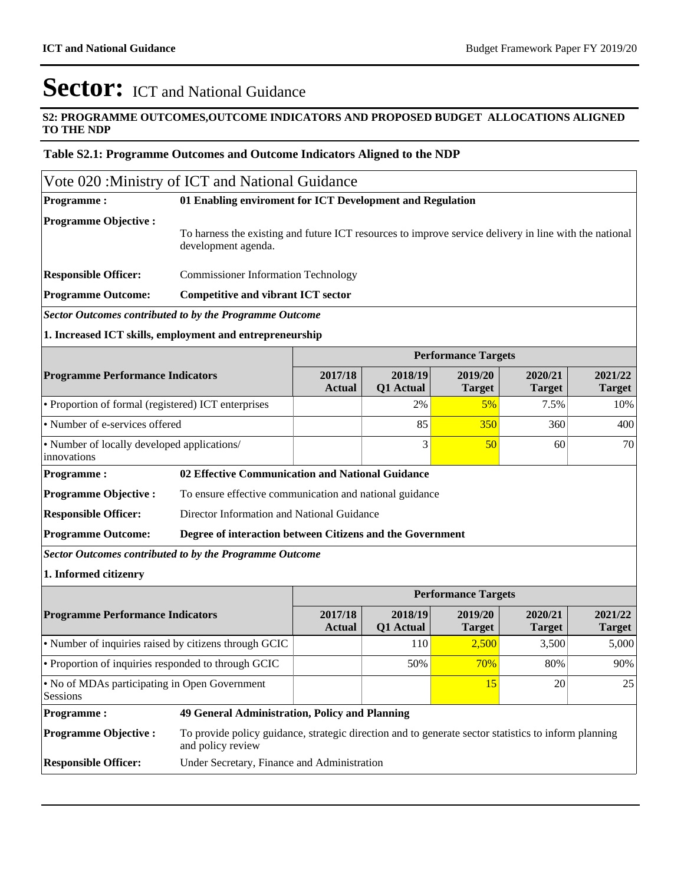# Sector: ICT and National Guidance

**S2: PROGRAMME OUTCOMES,OUTCOME INDICATORS AND PROPOSED BUDGET ALLOCATIONS ALIGNED TO THE NDP**

**Table S2.1: Programme Outcomes and Outcome Indicators Aligned to the NDP**

## Vote 020 :Ministry of ICT and National Guidance

**Programme :** 01 Enabling enviroment for ICT Development and Regulation

**Programme Objective :** To harness the existing and future ICT resources to improve service delivery in line with the national development agenda.

**Responsible Officer:** Commissioner Information Technology

**Programme Outcome:** Competitive and vibrant ICT sector

***Sector Outcomes contributed to by the Programme Outcome***

**1. Increased ICT skills, employment and entrepreneurship**

| Programme Performance Indicators | Performance Targets | | | | |
|---|---|---|---|---|---|
| | 2017/18 Actual | 2018/19 Q1 Actual | 2019/20 Target | 2020/21 Target | 2021/22 Target |
| • Proportion of formal (registered) ICT enterprises | | 2% | 5% | 7.5% | 10% |
| • Number of e-services offered | | 85 | 350 | 360 | 400 |
| • Number of locally developed applications/ innovations | | 3 | 50 | 60 | 70 |

**Programme :** 02 Effective Communication and National Guidance

**Programme Objective :** To ensure effective communication and national guidance

**Responsible Officer:** Director Information and National Guidance

**Programme Outcome:** Degree of interaction between Citizens and the Government

***Sector Outcomes contributed to by the Programme Outcome***

**1. Informed citizenry**

| Programme Performance Indicators | Performance Targets | | | | |
|---|---|---|---|---|---|
| | 2017/18 Actual | 2018/19 Q1 Actual | 2019/20 Target | 2020/21 Target | 2021/22 Target |
| • Number of inquiries raised by citizens through GCIC | | 110 | 2,500 | 3,500 | 5,000 |
| • Proportion of inquiries responded to through GCIC | | 50% | 70% | 80% | 90% |
| • No of MDAs participating in Open Government Sessions | | | 15 | 20 | 25 |

**Programme :** 49 General Administration, Policy and Planning

**Programme Objective :** To provide policy guidance, strategic direction and to generate sector statistics to inform planning and policy review

**Responsible Officer:** Under Secretary, Finance and Administration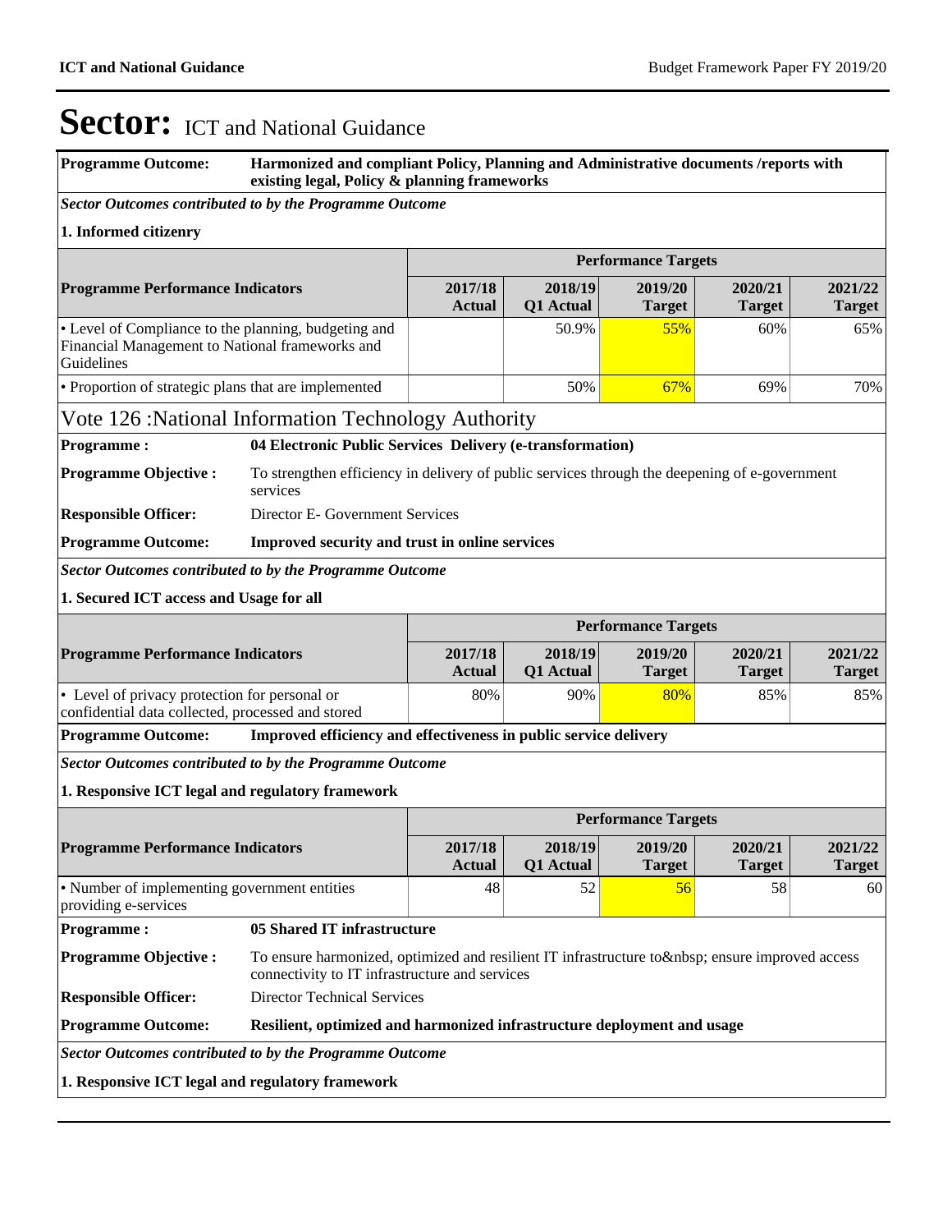# Sector: ICT and National Guidance

**Programme Outcome:** **Harmonized and compliant Policy, Planning and Administrative documents /reports with existing legal, Policy & planning frameworks**

***Sector Outcomes contributed to by the Programme Outcome***

**1. Informed citizenry**

| Programme Performance Indicators | Performance Targets | | | | |
|---|---|---|---|---|---|
| | **2017/18 Actual** | **2018/19 Q1 Actual** | **2019/20 Target** | **2020/21 Target** | **2021/22 Target** |
| • Level of Compliance to the planning, budgeting and Financial Management to National frameworks and Guidelines | | 50.9% | 55% | 60% | 65% |
| • Proportion of strategic plans that are implemented | | 50% | 67% | 69% | 70% |

## Vote 126 :National Information Technology Authority

**Programme :** **04 Electronic Public Services Delivery (e-transformation)**

**Programme Objective :** To strengthen efficiency in delivery of public services through the deepening of e-government services

**Responsible Officer:** Director E- Government Services

**Programme Outcome:** **Improved security and trust in online services**

***Sector Outcomes contributed to by the Programme Outcome***

**1. Secured ICT access and Usage for all**

| Programme Performance Indicators | Performance Targets | | | | |
|---|---|---|---|---|---|
| | **2017/18 Actual** | **2018/19 Q1 Actual** | **2019/20 Target** | **2020/21 Target** | **2021/22 Target** |
| • Level of privacy protection for personal or confidential data collected, processed and stored | 80% | 90% | 80% | 85% | 85% |

**Programme Outcome:** **Improved efficiency and effectiveness in public service delivery**

***Sector Outcomes contributed to by the Programme Outcome***

**1. Responsive ICT legal and regulatory framework**

| Programme Performance Indicators | Performance Targets | | | | |
|---|---|---|---|---|---|
| | **2017/18 Actual** | **2018/19 Q1 Actual** | **2019/20 Target** | **2020/21 Target** | **2021/22 Target** |
| • Number of implementing government entities providing e-services | 48 | 52 | 56 | 58 | 60 |

**Programme :** **05 Shared IT infrastructure**

**Programme Objective :** To ensure harmonized, optimized and resilient IT infrastructure to&nbsp; ensure improved access connectivity to IT infrastructure and services

**Responsible Officer:** Director Technical Services

**Programme Outcome:** **Resilient, optimized and harmonized infrastructure deployment and usage**

***Sector Outcomes contributed to by the Programme Outcome***

**1. Responsive ICT legal and regulatory framework**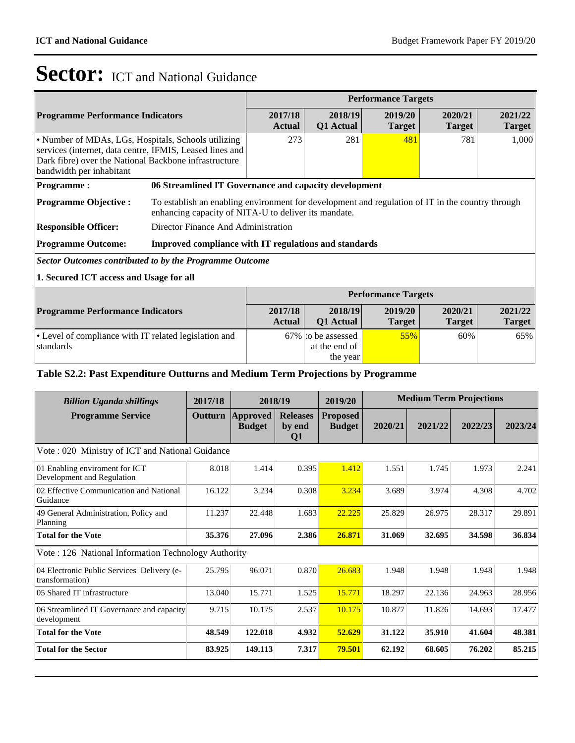# Sector: ICT and National Guidance

| Programme Performance Indicators | Performance Targets | | | | |
|---|---|---|---|---|---|
| | 2017/18 Actual | 2018/19 Q1 Actual | 2019/20 Target | 2020/21 Target | 2021/22 Target |
| • Number of MDAs, LGs, Hospitals, Schools utilizing services (internet, data centre, IFMIS, Leased lines and Dark fibre) over the National Backbone infrastructure bandwidth per inhabitant | 273 | 281 | 481 | 781 | 1,000 |

**Programme :** **06 Streamlined IT Governance and capacity development**

**Programme Objective :** To establish an enabling environment for development and regulation of IT in the country through enhancing capacity of NITA-U to deliver its mandate.

**Responsible Officer:** Director Finance And Administration

**Programme Outcome:** **Improved compliance with IT regulations and standards**

***Sector Outcomes contributed to by the Programme Outcome***

**1. Secured ICT access and Usage for all**

| Programme Performance Indicators | Performance Targets | | | | |
|---|---|---|---|---|---|
| | 2017/18 Actual | 2018/19 Q1 Actual | 2019/20 Target | 2020/21 Target | 2021/22 Target |
| • Level of compliance with IT related legislation and standards | 67% | to be assessed at the end of the year | 55% | 60% | 65% |

**Table S2.2: Past Expenditure Outturns and Medium Term Projections by Programme**

| *Billion Uganda shillings* | 2017/18 | 2018/19 | | 2019/20 | Medium Term Projections | | | |
|---|---|---|---|---|---|---|---|---|
| **Programme Service** | **Outturn** | **Approved Budget** | **Releases by end Q1** | **Proposed Budget** | **2020/21** | **2021/22** | **2022/23** | **2023/24** |
| Vote : 020 Ministry of ICT and National Guidance | | | | | | | | |
| 01 Enabling enviroment for ICT Development and Regulation | 8.018 | 1.414 | 0.395 | 1.412 | 1.551 | 1.745 | 1.973 | 2.241 |
| 02 Effective Communication and National Guidance | 16.122 | 3.234 | 0.308 | 3.234 | 3.689 | 3.974 | 4.308 | 4.702 |
| 49 General Administration, Policy and Planning | 11.237 | 22.448 | 1.683 | 22.225 | 25.829 | 26.975 | 28.317 | 29.891 |
| **Total for the Vote** | **35.376** | **27.096** | **2.386** | **26.871** | **31.069** | **32.695** | **34.598** | **36.834** |
| Vote : 126 National Information Technology Authority | | | | | | | | |
| 04 Electronic Public Services Delivery (e-transformation) | 25.795 | 96.071 | 0.870 | 26.683 | 1.948 | 1.948 | 1.948 | 1.948 |
| 05 Shared IT infrastructure | 13.040 | 15.771 | 1.525 | 15.771 | 18.297 | 22.136 | 24.963 | 28.956 |
| 06 Streamlined IT Governance and capacity development | 9.715 | 10.175 | 2.537 | 10.175 | 10.877 | 11.826 | 14.693 | 17.477 |
| **Total for the Vote** | **48.549** | **122.018** | **4.932** | **52.629** | **31.122** | **35.910** | **41.604** | **48.381** |
| **Total for the Sector** | **83.925** | **149.113** | **7.317** | **79.501** | **62.192** | **68.605** | **76.202** | **85.215** |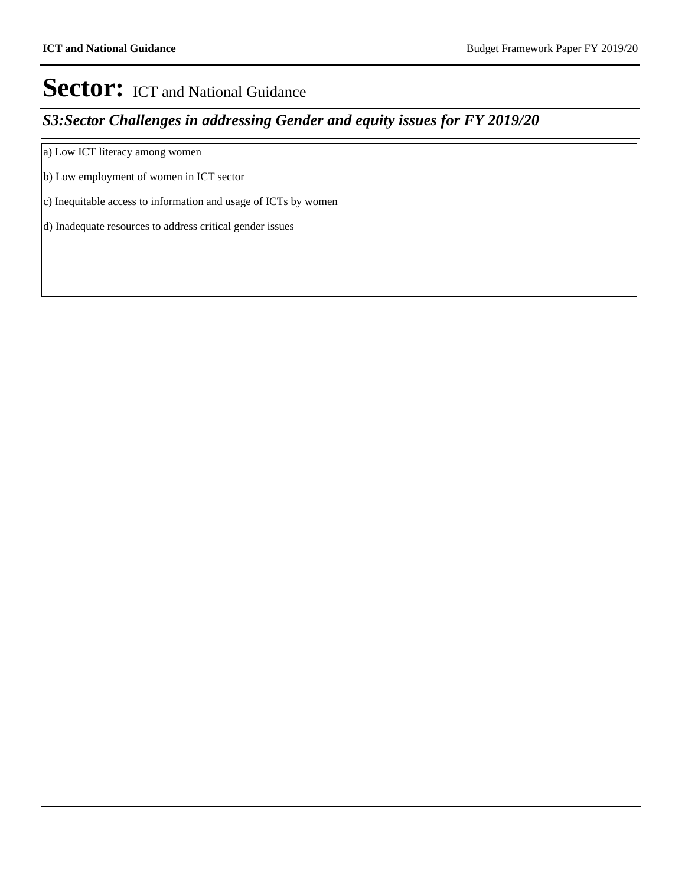# **Sector:** ICT and National Guidance

## *S3:Sector Challenges in addressing Gender and equity issues for FY 2019/20*

a) Low ICT literacy among women

b) Low employment of women in ICT sector

c) Inequitable access to information and usage of ICTs by women

d) Inadequate resources to address critical gender issues